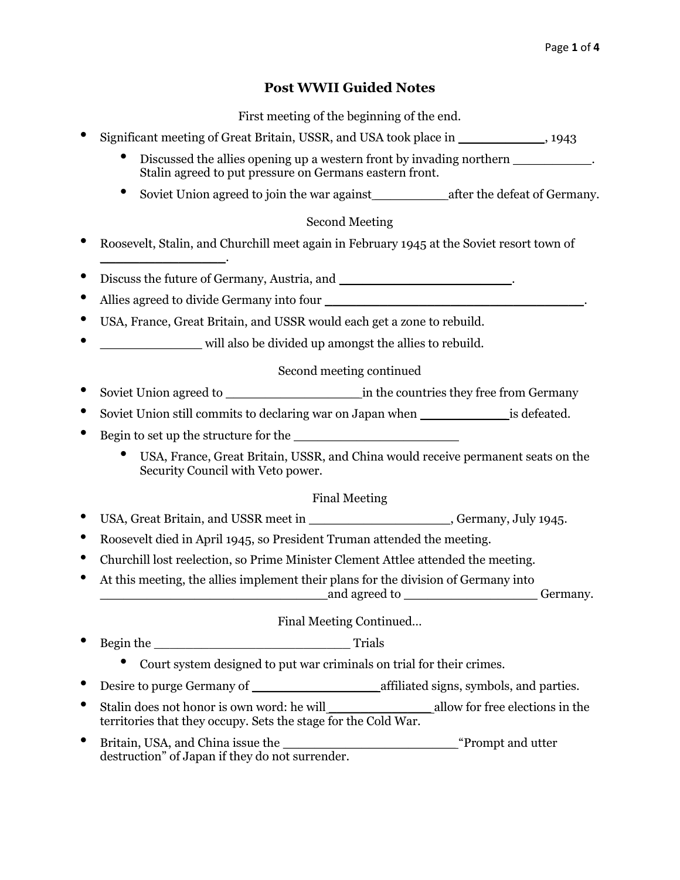# Post WWII Guided Notes

First meeting of the beginning of the end.

- Significant meeting of Great Britain, USSR, and USA took place in ___________, 1943
  - Discussed the allies opening up a western front by invading northern __________. Stalin agreed to put pressure on Germans eastern front.
  - Soviet Union agreed to join the war against__________after the defeat of Germany.

Second Meeting

- Roosevelt, Stalin, and Churchill meet again in February 1945 at the Soviet resort town of ________________.
- Discuss the future of Germany, Austria, and ______________________.
- Allies agreed to divide Germany into four _________________________________.
- USA, France, Great Britain, and USSR would each get a zone to rebuild.
- _____________ will also be divided up amongst the allies to rebuild.

Second meeting continued

- Soviet Union agreed to _________________in the countries they free from Germany
- Soviet Union still commits to declaring war on Japan when ___________is defeated.
- Begin to set up the structure for the _____________________
  - USA, France, Great Britain, USSR, and China would receive permanent seats on the Security Council with Veto power.

Final Meeting

- USA, Great Britain, and USSR meet in _________________, Germany, July 1945.
- Roosevelt died in April 1945, so President Truman attended the meeting.
- Churchill lost reelection, so Prime Minister Clement Attlee attended the meeting.
- At this meeting, the allies implement their plans for the division of Germany into _____________________________and agreed to _________________ Germany.

Final Meeting Continued…

- Begin the _________________________ Trials
  - Court system designed to put war criminals on trial for their crimes.
- Desire to purge Germany of ________________affiliated signs, symbols, and parties.
- Stalin does not honor is own word: he will_____________allow for free elections in the territories that they occupy. Sets the stage for the Cold War.
- Britain, USA, and China issue the ______________________"Prompt and utter destruction" of Japan if they do not surrender.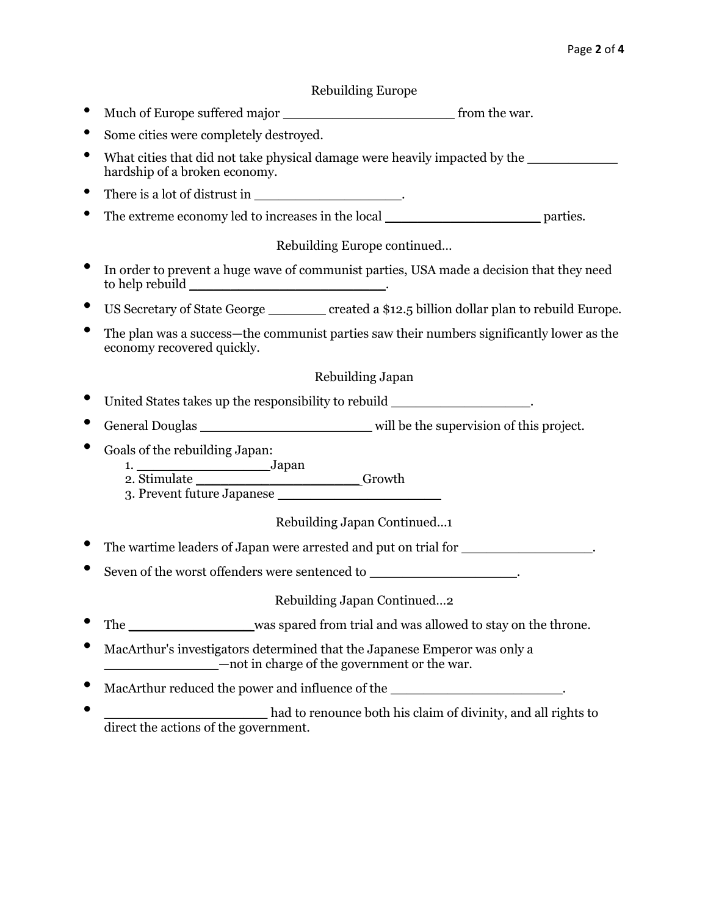## Rebuilding Europe

- Much of Europe suffered major ____________________ from the war.
- Some cities were completely destroyed.
- What cities that did not take physical damage were heavily impacted by the ___________ hardship of a broken economy.
- There is a lot of distrust in __________________.
- The extreme economy led to increases in the local __________________ parties.

## Rebuilding Europe continued…

- In order to prevent a huge wave of communist parties, USA made a decision that they need to help rebuild ______________________.
- US Secretary of State George _______ created a $12.5 billion dollar plan to rebuild Europe.
- The plan was a success—the communist parties saw their numbers significantly lower as the economy recovered quickly.

## Rebuilding Japan

- United States takes up the responsibility to rebuild _________________.
- General Douglas _____________________ will be the supervision of this project.
- Goals of the rebuilding Japan:
  1. _______________Japan
  2. Stimulate ___________________Growth
  3. Prevent future Japanese ___________________

## Rebuilding Japan Continued…1

- The wartime leaders of Japan were arrested and put on trial for ________________.
- Seven of the worst offenders were sentenced to __________________.

## Rebuilding Japan Continued…2

- The ______________was spared from trial and was allowed to stay on the throne.
- MacArthur's investigators determined that the Japanese Emperor was only a ______________—not in charge of the government or the war.
- MacArthur reduced the power and influence of the _____________________.
- ____________________ had to renounce both his claim of divinity, and all rights to direct the actions of the government.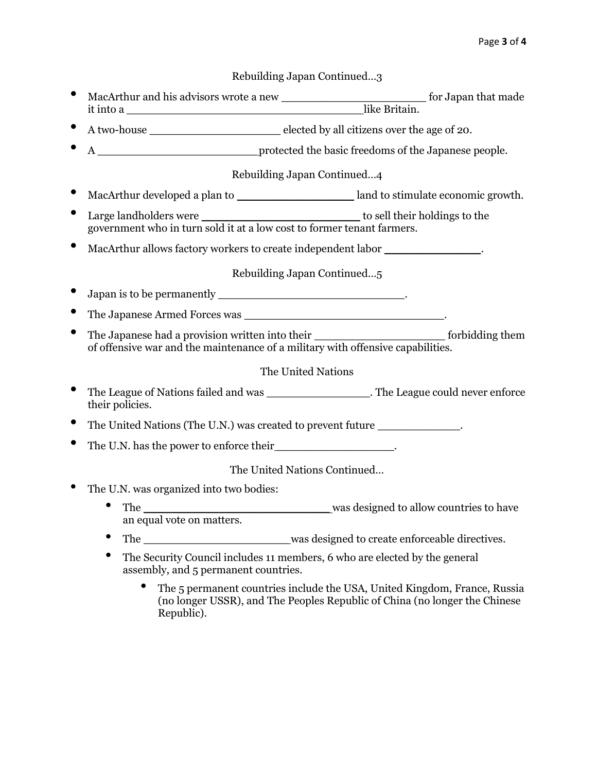## Rebuilding Japan Continued…3

- MacArthur and his advisors wrote a new ____________________ for Japan that made it into a _________________________________like Britain.
- A two-house ___________________ elected by all citizens over the age of 20.
- A _______________________protected the basic freedoms of the Japanese people.

## Rebuilding Japan Continued…4

- MacArthur developed a plan to ________________ land to stimulate economic growth.
- Large landholders were ______________________ to sell their holdings to the government who in turn sold it at a low cost to former tenant farmers.
- MacArthur allows factory workers to create independent labor _____________.

## Rebuilding Japan Continued…5

- Japan is to be permanently __________________________.
- The Japanese Armed Forces was _____________________________.
- The Japanese had a provision written into their ___________________ forbidding them of offensive war and the maintenance of a military with offensive capabilities.

## The United Nations

- The League of Nations failed and was _______________. The League could never enforce their policies.
- The United Nations (The U.N.) was created to prevent future ____________.
- The U.N. has the power to enforce their_________________.

## The United Nations Continued…

- The U.N. was organized into two bodies:
  - The ___________________________was designed to allow countries to have an equal vote on matters.
  - The _____________________was designed to create enforceable directives.
  - The Security Council includes 11 members, 6 who are elected by the general assembly, and 5 permanent countries.
    - The 5 permanent countries include the USA, United Kingdom, France, Russia (no longer USSR), and The Peoples Republic of China (no longer the Chinese Republic).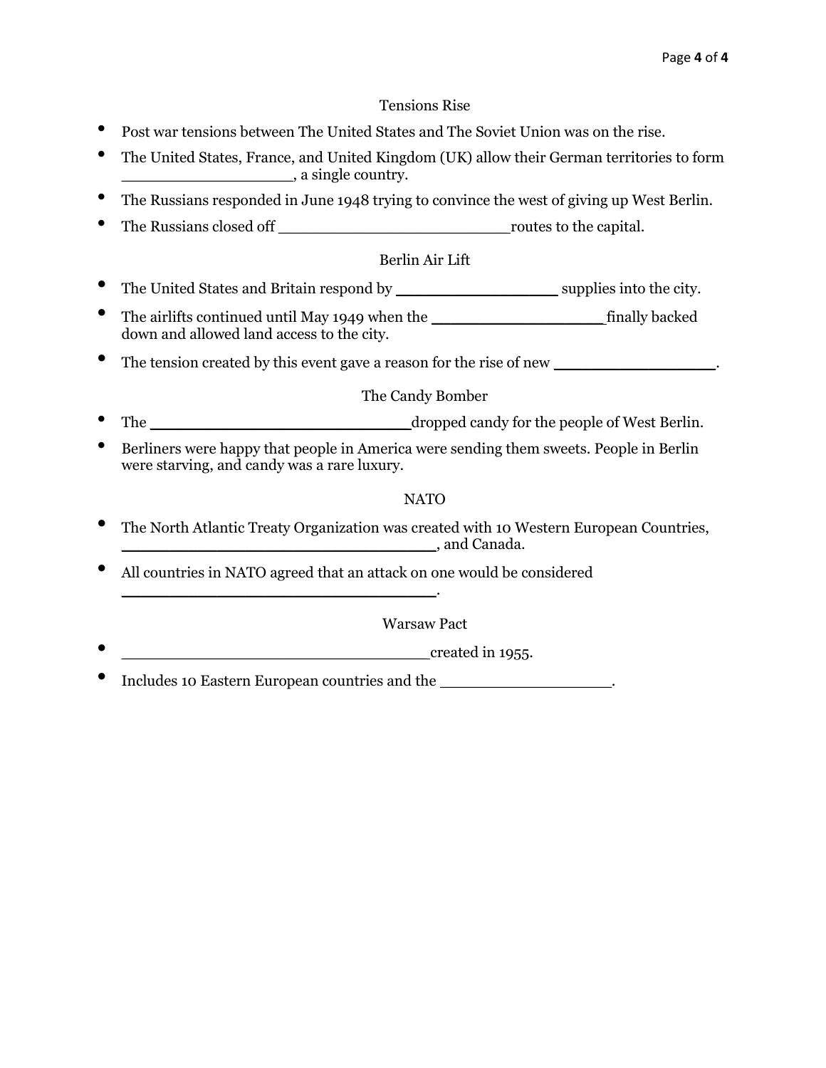## Tensions Rise

- Post war tensions between The United States and The Soviet Union was on the rise.
- The United States, France, and United Kingdom (UK) allow their German territories to form ________________, a single country.
- The Russians responded in June 1948 trying to convince the west of giving up West Berlin.
- The Russians closed off ______________________routes to the capital.

## Berlin Air Lift

- The United States and Britain respond by ________________ supplies into the city.
- The airlifts continued until May 1949 when the _________________finally backed down and allowed land access to the city.
- The tension created by this event gave a reason for the rise of new ________________.

## The Candy Bomber

- The __________________________dropped candy for the people of West Berlin.
- Berliners were happy that people in America were sending them sweets. People in Berlin were starving, and candy was a rare luxury.

## NATO

- The North Atlantic Treaty Organization was created with 10 Western European Countries, _______________________________, and Canada.
- All countries in NATO agreed that an attack on one would be considered _______________________________.

## Warsaw Pact

- _______________________________created in 1955.
- Includes 10 Eastern European countries and the _________________.